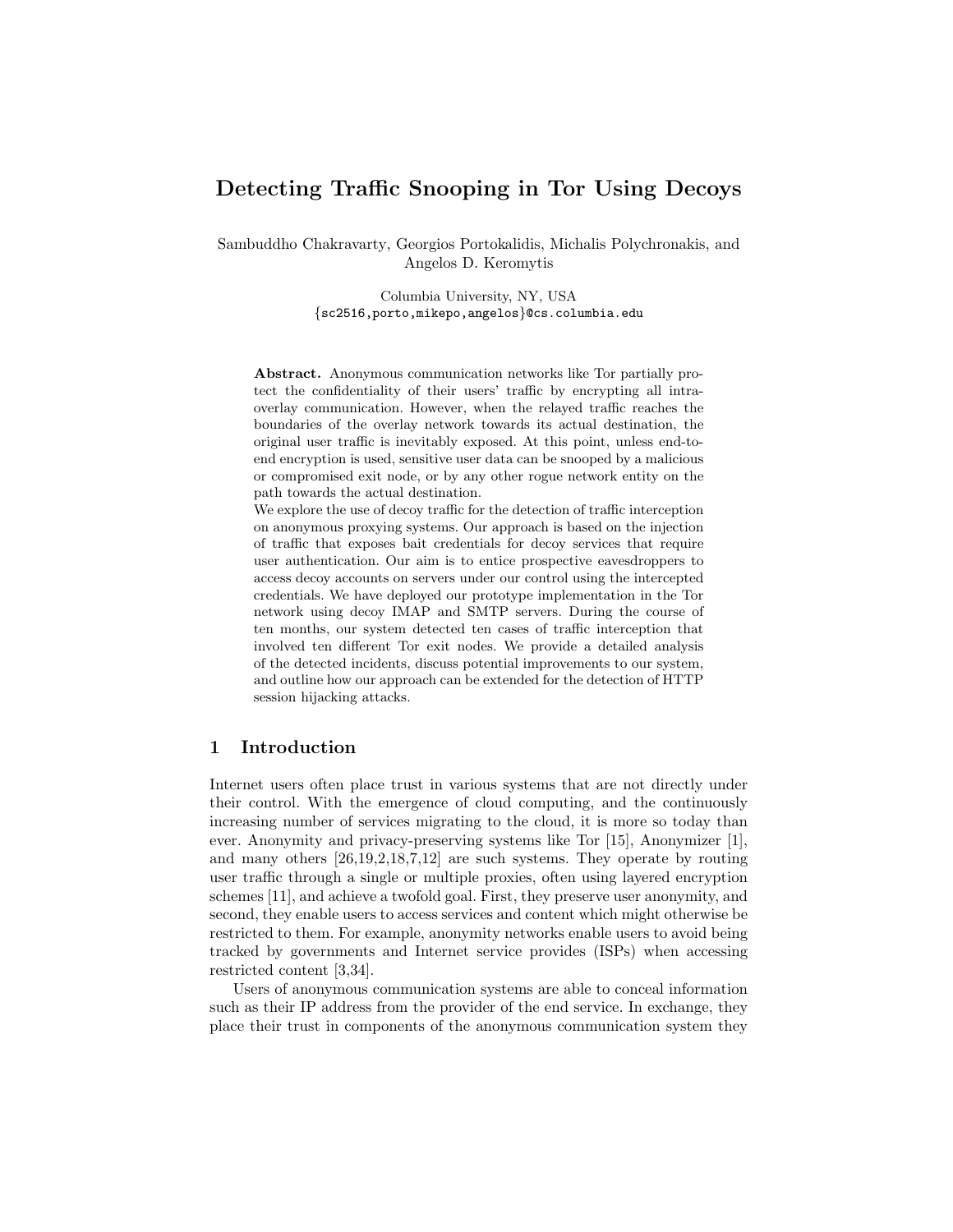# Detecting Traffic Snooping in Tor Using Decoys

Sambuddho Chakravarty, Georgios Portokalidis, Michalis Polychronakis, and Angelos D. Keromytis

Columbia University, NY, USA
{sc2516,porto,mikepo,angelos}@cs.columbia.edu

**Abstract.** Anonymous communication networks like Tor partially protect the confidentiality of their users' traffic by encrypting all intra-overlay communication. However, when the relayed traffic reaches the boundaries of the overlay network towards its actual destination, the original user traffic is inevitably exposed. At this point, unless end-to-end encryption is used, sensitive user data can be snooped by a malicious or compromised exit node, or by any other rogue network entity on the path towards the actual destination.

We explore the use of decoy traffic for the detection of traffic interception on anonymous proxying systems. Our approach is based on the injection of traffic that exposes bait credentials for decoy services that require user authentication. Our aim is to entice prospective eavesdroppers to access decoy accounts on servers under our control using the intercepted credentials. We have deployed our prototype implementation in the Tor network using decoy IMAP and SMTP servers. During the course of ten months, our system detected ten cases of traffic interception that involved ten different Tor exit nodes. We provide a detailed analysis of the detected incidents, discuss potential improvements to our system, and outline how our approach can be extended for the detection of HTTP session hijacking attacks.

## 1 Introduction

Internet users often place trust in various systems that are not directly under their control. With the emergence of cloud computing, and the continuously increasing number of services migrating to the cloud, it is more so today than ever. Anonymity and privacy-preserving systems like Tor [15], Anonymizer [1], and many others [26,19,2,18,7,12] are such systems. They operate by routing user traffic through a single or multiple proxies, often using layered encryption schemes [11], and achieve a twofold goal. First, they preserve user anonymity, and second, they enable users to access services and content which might otherwise be restricted to them. For example, anonymity networks enable users to avoid being tracked by governments and Internet service provides (ISPs) when accessing restricted content [3,34].

Users of anonymous communication systems are able to conceal information such as their IP address from the provider of the end service. In exchange, they place their trust in components of the anonymous communication system they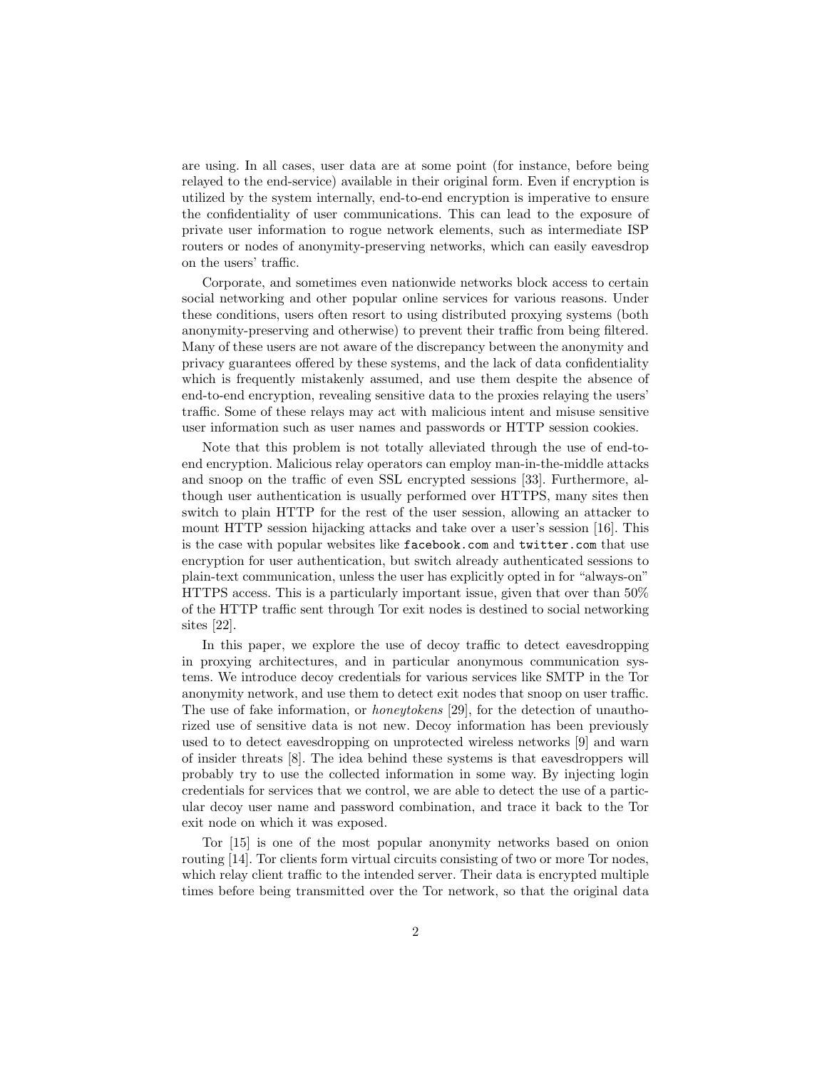are using. In all cases, user data are at some point (for instance, before being relayed to the end-service) available in their original form. Even if encryption is utilized by the system internally, end-to-end encryption is imperative to ensure the confidentiality of user communications. This can lead to the exposure of private user information to rogue network elements, such as intermediate ISP routers or nodes of anonymity-preserving networks, which can easily eavesdrop on the users' traffic.

Corporate, and sometimes even nationwide networks block access to certain social networking and other popular online services for various reasons. Under these conditions, users often resort to using distributed proxying systems (both anonymity-preserving and otherwise) to prevent their traffic from being filtered. Many of these users are not aware of the discrepancy between the anonymity and privacy guarantees offered by these systems, and the lack of data confidentiality which is frequently mistakenly assumed, and use them despite the absence of end-to-end encryption, revealing sensitive data to the proxies relaying the users' traffic. Some of these relays may act with malicious intent and misuse sensitive user information such as user names and passwords or HTTP session cookies.

Note that this problem is not totally alleviated through the use of end-to-end encryption. Malicious relay operators can employ man-in-the-middle attacks and snoop on the traffic of even SSL encrypted sessions [33]. Furthermore, although user authentication is usually performed over HTTPS, many sites then switch to plain HTTP for the rest of the user session, allowing an attacker to mount HTTP session hijacking attacks and take over a user's session [16]. This is the case with popular websites like `facebook.com` and `twitter.com` that use encryption for user authentication, but switch already authenticated sessions to plain-text communication, unless the user has explicitly opted in for "always-on" HTTPS access. This is a particularly important issue, given that over than 50% of the HTTP traffic sent through Tor exit nodes is destined to social networking sites [22].

In this paper, we explore the use of decoy traffic to detect eavesdropping in proxying architectures, and in particular anonymous communication systems. We introduce decoy credentials for various services like SMTP in the Tor anonymity network, and use them to detect exit nodes that snoop on user traffic. The use of fake information, or *honeytokens* [29], for the detection of unauthorized use of sensitive data is not new. Decoy information has been previously used to to detect eavesdropping on unprotected wireless networks [9] and warn of insider threats [8]. The idea behind these systems is that eavesdroppers will probably try to use the collected information in some way. By injecting login credentials for services that we control, we are able to detect the use of a particular decoy user name and password combination, and trace it back to the Tor exit node on which it was exposed.

Tor [15] is one of the most popular anonymity networks based on onion routing [14]. Tor clients form virtual circuits consisting of two or more Tor nodes, which relay client traffic to the intended server. Their data is encrypted multiple times before being transmitted over the Tor network, so that the original data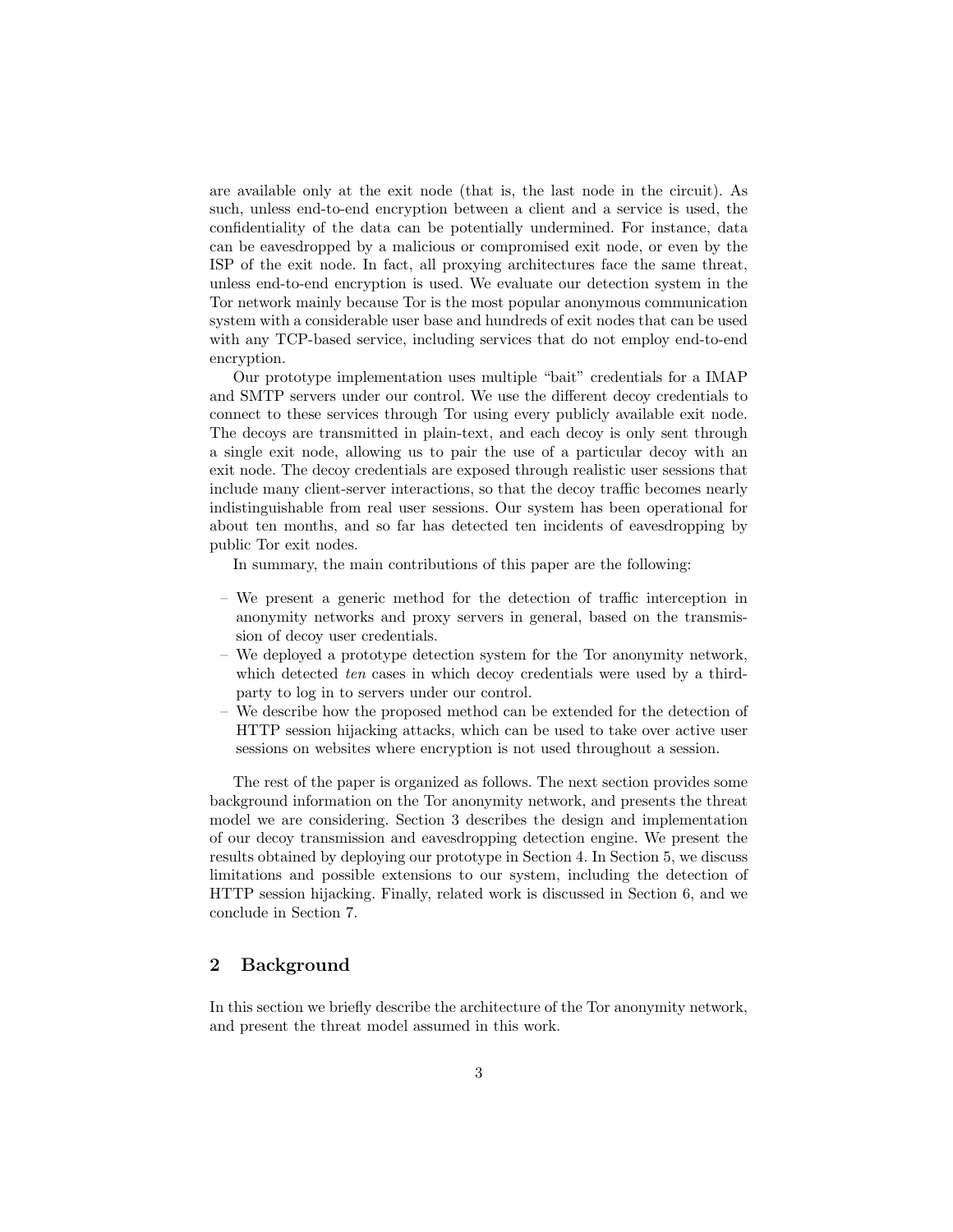are available only at the exit node (that is, the last node in the circuit). As such, unless end-to-end encryption between a client and a service is used, the confidentiality of the data can be potentially undermined. For instance, data can be eavesdropped by a malicious or compromised exit node, or even by the ISP of the exit node. In fact, all proxying architectures face the same threat, unless end-to-end encryption is used. We evaluate our detection system in the Tor network mainly because Tor is the most popular anonymous communication system with a considerable user base and hundreds of exit nodes that can be used with any TCP-based service, including services that do not employ end-to-end encryption.

Our prototype implementation uses multiple "bait" credentials for a IMAP and SMTP servers under our control. We use the different decoy credentials to connect to these services through Tor using every publicly available exit node. The decoys are transmitted in plain-text, and each decoy is only sent through a single exit node, allowing us to pair the use of a particular decoy with an exit node. The decoy credentials are exposed through realistic user sessions that include many client-server interactions, so that the decoy traffic becomes nearly indistinguishable from real user sessions. Our system has been operational for about ten months, and so far has detected ten incidents of eavesdropping by public Tor exit nodes.

In summary, the main contributions of this paper are the following:

- We present a generic method for the detection of traffic interception in anonymity networks and proxy servers in general, based on the transmission of decoy user credentials.
- We deployed a prototype detection system for the Tor anonymity network, which detected *ten* cases in which decoy credentials were used by a third-party to log in to servers under our control.
- We describe how the proposed method can be extended for the detection of HTTP session hijacking attacks, which can be used to take over active user sessions on websites where encryption is not used throughout a session.

The rest of the paper is organized as follows. The next section provides some background information on the Tor anonymity network, and presents the threat model we are considering. Section 3 describes the design and implementation of our decoy transmission and eavesdropping detection engine. We present the results obtained by deploying our prototype in Section 4. In Section 5, we discuss limitations and possible extensions to our system, including the detection of HTTP session hijacking. Finally, related work is discussed in Section 6, and we conclude in Section 7.

## 2 Background

In this section we briefly describe the architecture of the Tor anonymity network, and present the threat model assumed in this work.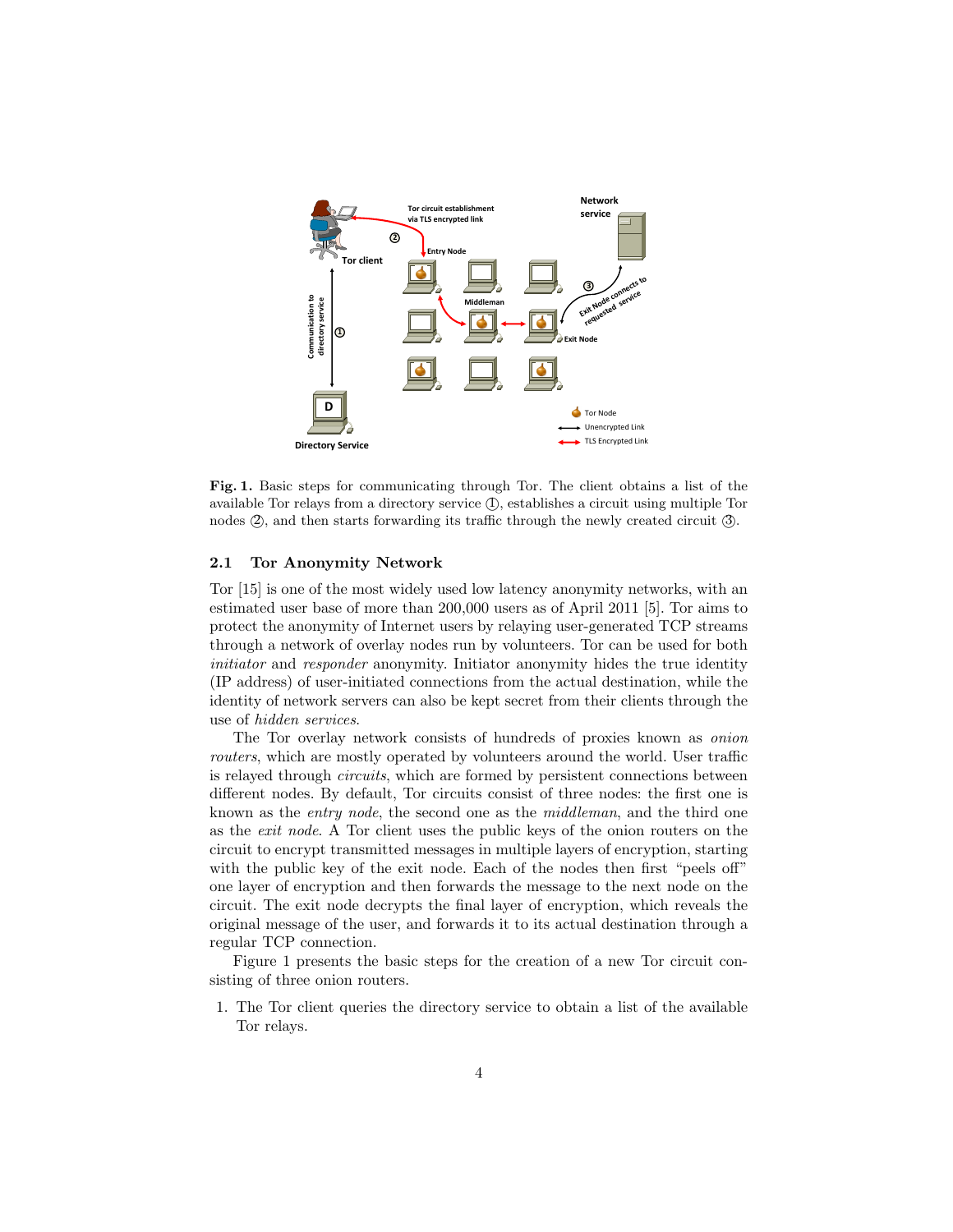**Fig. 1.** Basic steps for communicating through Tor. The client obtains a list of the available Tor relays from a directory service ①, establishes a circuit using multiple Tor nodes ②, and then starts forwarding its traffic through the newly created circuit ③.

### 2.1 Tor Anonymity Network

Tor [15] is one of the most widely used low latency anonymity networks, with an estimated user base of more than 200,000 users as of April 2011 [5]. Tor aims to protect the anonymity of Internet users by relaying user-generated TCP streams through a network of overlay nodes run by volunteers. Tor can be used for both *initiator* and *responder* anonymity. Initiator anonymity hides the true identity (IP address) of user-initiated connections from the actual destination, while the identity of network servers can also be kept secret from their clients through the use of *hidden services*.

The Tor overlay network consists of hundreds of proxies known as *onion routers*, which are mostly operated by volunteers around the world. User traffic is relayed through *circuits*, which are formed by persistent connections between different nodes. By default, Tor circuits consist of three nodes: the first one is known as the *entry node*, the second one as the *middleman*, and the third one as the *exit node*. A Tor client uses the public keys of the onion routers on the circuit to encrypt transmitted messages in multiple layers of encryption, starting with the public key of the exit node. Each of the nodes then first "peels off" one layer of encryption and then forwards the message to the next node on the circuit. The exit node decrypts the final layer of encryption, which reveals the original message of the user, and forwards it to its actual destination through a regular TCP connection.

Figure 1 presents the basic steps for the creation of a new Tor circuit consisting of three onion routers.

1. The Tor client queries the directory service to obtain a list of the available Tor relays.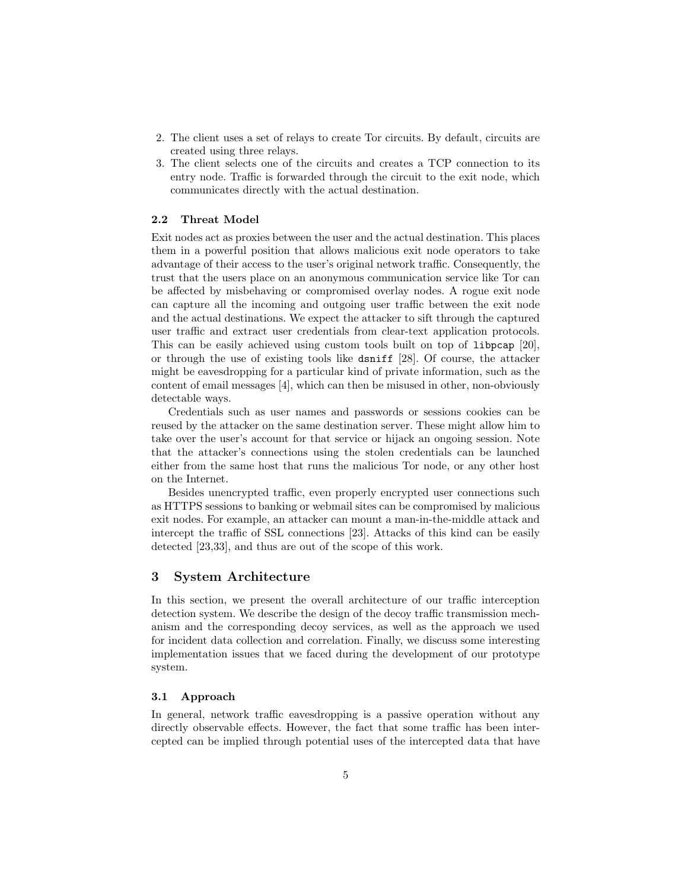2. The client uses a set of relays to create Tor circuits. By default, circuits are created using three relays.
3. The client selects one of the circuits and creates a TCP connection to its entry node. Traffic is forwarded through the circuit to the exit node, which communicates directly with the actual destination.

### 2.2 Threat Model

Exit nodes act as proxies between the user and the actual destination. This places them in a powerful position that allows malicious exit node operators to take advantage of their access to the user's original network traffic. Consequently, the trust that the users place on an anonymous communication service like Tor can be affected by misbehaving or compromised overlay nodes. A rogue exit node can capture all the incoming and outgoing user traffic between the exit node and the actual destinations. We expect the attacker to sift through the captured user traffic and extract user credentials from clear-text application protocols. This can be easily achieved using custom tools built on top of `libpcap` [20], or through the use of existing tools like `dsniff` [28]. Of course, the attacker might be eavesdropping for a particular kind of private information, such as the content of email messages [4], which can then be misused in other, non-obviously detectable ways.

Credentials such as user names and passwords or sessions cookies can be reused by the attacker on the same destination server. These might allow him to take over the user's account for that service or hijack an ongoing session. Note that the attacker's connections using the stolen credentials can be launched either from the same host that runs the malicious Tor node, or any other host on the Internet.

Besides unencrypted traffic, even properly encrypted user connections such as HTTPS sessions to banking or webmail sites can be compromised by malicious exit nodes. For example, an attacker can mount a man-in-the-middle attack and intercept the traffic of SSL connections [23]. Attacks of this kind can be easily detected [23,33], and thus are out of the scope of this work.

## 3 System Architecture

In this section, we present the overall architecture of our traffic interception detection system. We describe the design of the decoy traffic transmission mechanism and the corresponding decoy services, as well as the approach we used for incident data collection and correlation. Finally, we discuss some interesting implementation issues that we faced during the development of our prototype system.

### 3.1 Approach

In general, network traffic eavesdropping is a passive operation without any directly observable effects. However, the fact that some traffic has been intercepted can be implied through potential uses of the intercepted data that have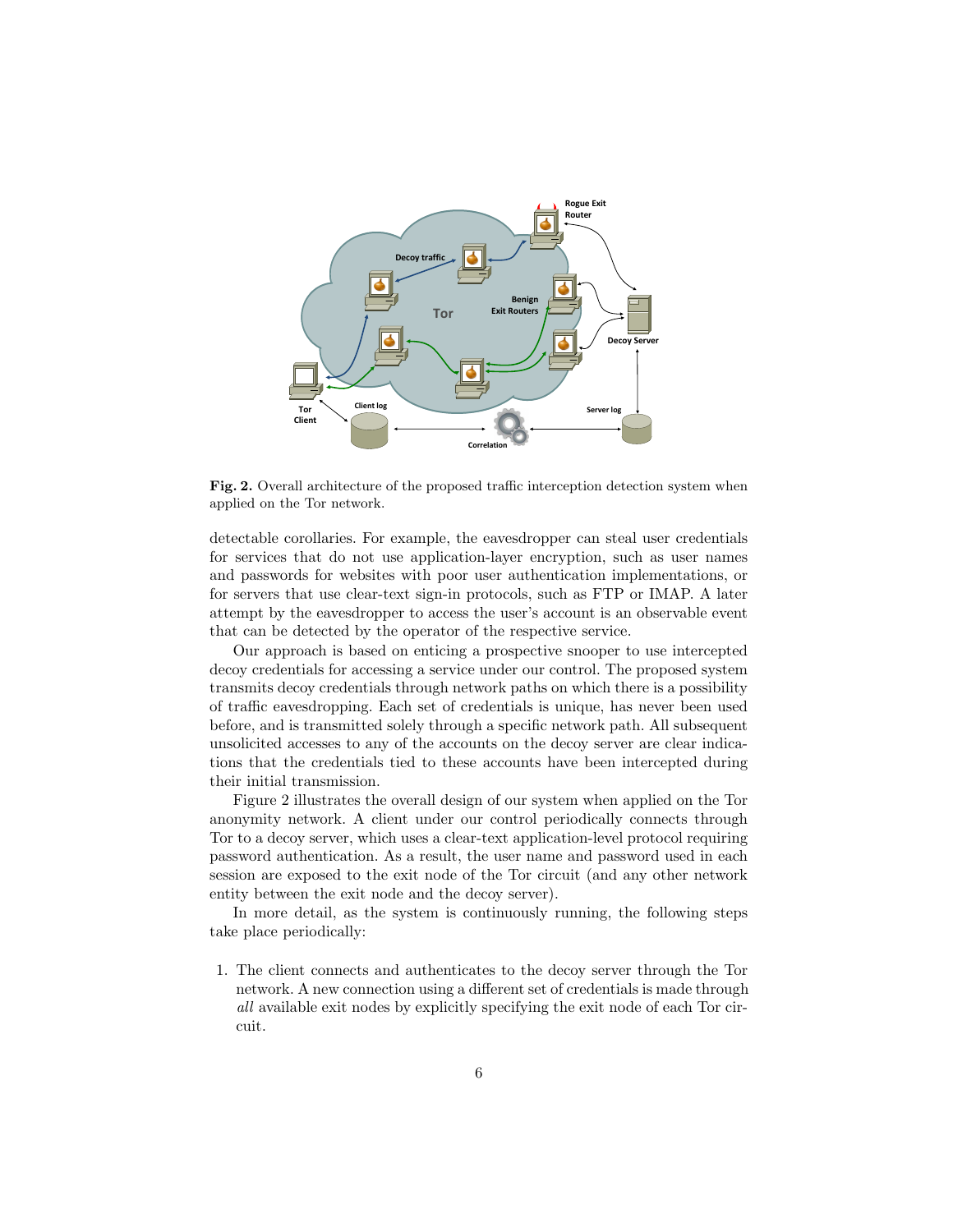Rogue Exit Router

Decoy traffic

Benign Exit Routers

Tor

Decoy Server

Tor Client

Client log

Server log

Correlation

**Fig. 2.** Overall architecture of the proposed traffic interception detection system when applied on the Tor network.

detectable corollaries. For example, the eavesdropper can steal user credentials for services that do not use application-layer encryption, such as user names and passwords for websites with poor user authentication implementations, or for servers that use clear-text sign-in protocols, such as FTP or IMAP. A later attempt by the eavesdropper to access the user's account is an observable event that can be detected by the operator of the respective service.

Our approach is based on enticing a prospective snooper to use intercepted decoy credentials for accessing a service under our control. The proposed system transmits decoy credentials through network paths on which there is a possibility of traffic eavesdropping. Each set of credentials is unique, has never been used before, and is transmitted solely through a specific network path. All subsequent unsolicited accesses to any of the accounts on the decoy server are clear indications that the credentials tied to these accounts have been intercepted during their initial transmission.

Figure 2 illustrates the overall design of our system when applied on the Tor anonymity network. A client under our control periodically connects through Tor to a decoy server, which uses a clear-text application-level protocol requiring password authentication. As a result, the user name and password used in each session are exposed to the exit node of the Tor circuit (and any other network entity between the exit node and the decoy server).

In more detail, as the system is continuously running, the following steps take place periodically:

1. The client connects and authenticates to the decoy server through the Tor network. A new connection using a different set of credentials is made through *all* available exit nodes by explicitly specifying the exit node of each Tor circuit.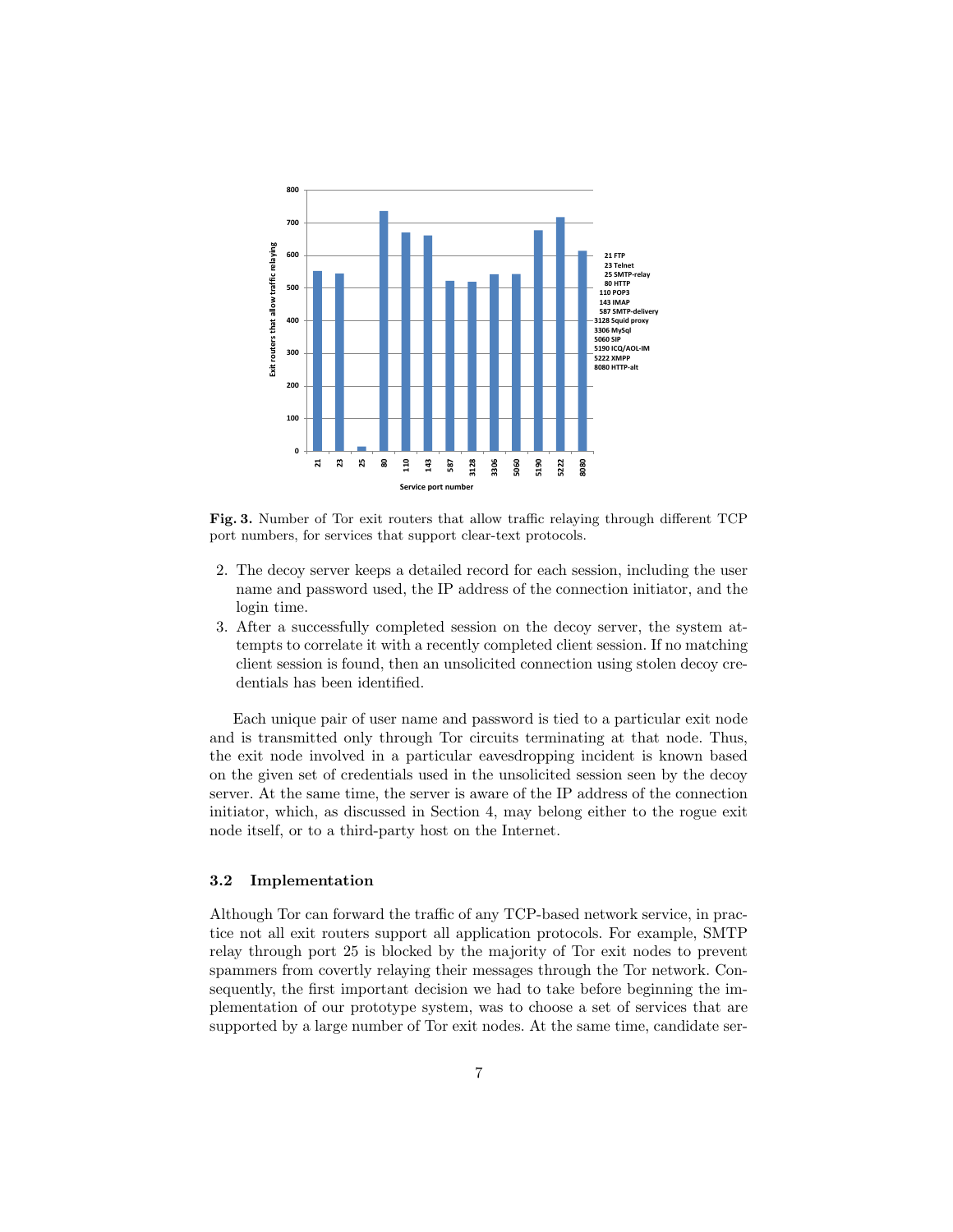**Fig. 3.** Number of Tor exit routers that allow traffic relaying through different TCP port numbers, for services that support clear-text protocols.

2. The decoy server keeps a detailed record for each session, including the user name and password used, the IP address of the connection initiator, and the login time.
3. After a successfully completed session on the decoy server, the system attempts to correlate it with a recently completed client session. If no matching client session is found, then an unsolicited connection using stolen decoy credentials has been identified.

Each unique pair of user name and password is tied to a particular exit node and is transmitted only through Tor circuits terminating at that node. Thus, the exit node involved in a particular eavesdropping incident is known based on the given set of credentials used in the unsolicited session seen by the decoy server. At the same time, the server is aware of the IP address of the connection initiator, which, as discussed in Section 4, may belong either to the rogue exit node itself, or to a third-party host on the Internet.

### 3.2 Implementation

Although Tor can forward the traffic of any TCP-based network service, in practice not all exit routers support all application protocols. For example, SMTP relay through port 25 is blocked by the majority of Tor exit nodes to prevent spammers from covertly relaying their messages through the Tor network. Consequently, the first important decision we had to take before beginning the implementation of our prototype system, was to choose a set of services that are supported by a large number of Tor exit nodes. At the same time, candidate ser-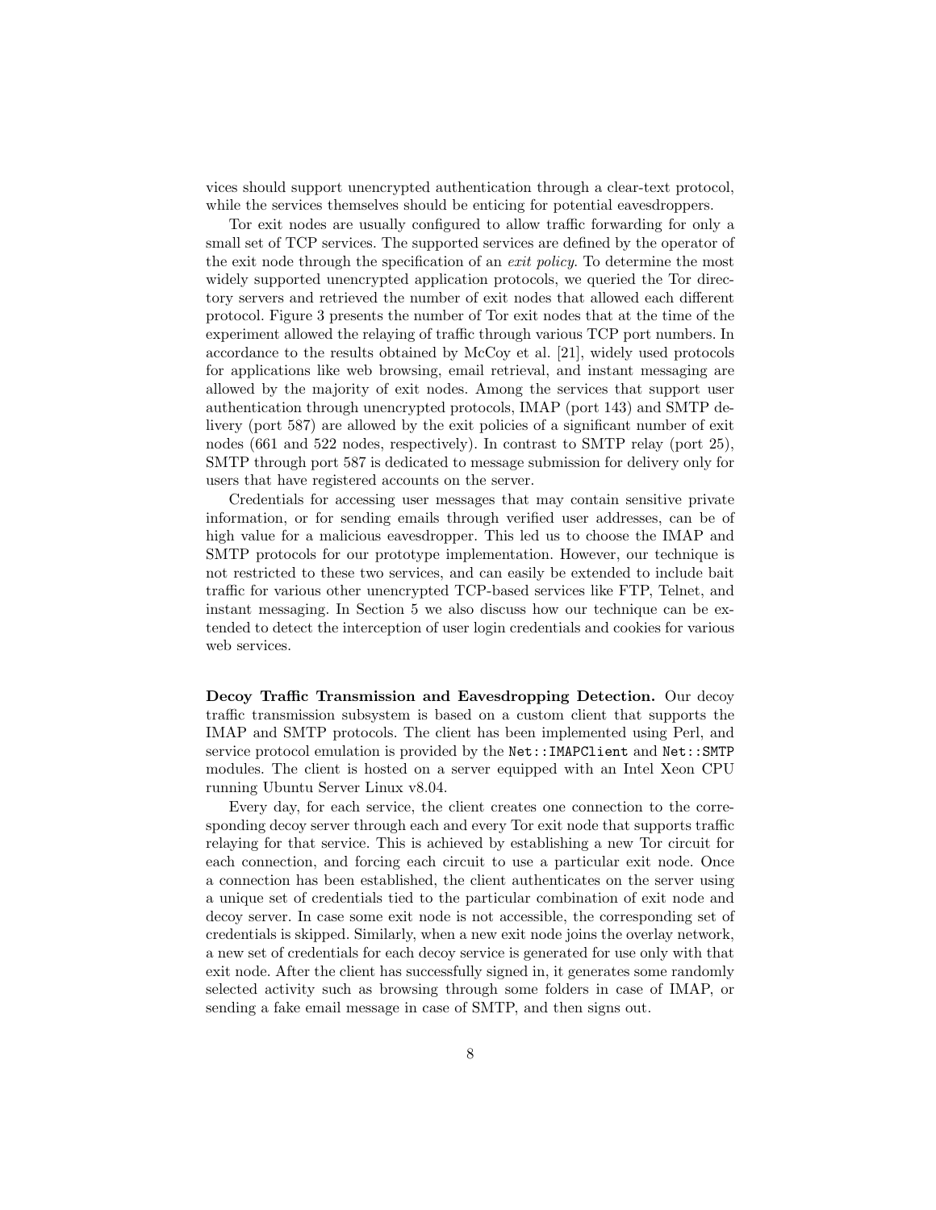vices should support unencrypted authentication through a clear-text protocol, while the services themselves should be enticing for potential eavesdroppers.

Tor exit nodes are usually configured to allow traffic forwarding for only a small set of TCP services. The supported services are defined by the operator of the exit node through the specification of an *exit policy*. To determine the most widely supported unencrypted application protocols, we queried the Tor directory servers and retrieved the number of exit nodes that allowed each different protocol. Figure 3 presents the number of Tor exit nodes that at the time of the experiment allowed the relaying of traffic through various TCP port numbers. In accordance to the results obtained by McCoy et al. [21], widely used protocols for applications like web browsing, email retrieval, and instant messaging are allowed by the majority of exit nodes. Among the services that support user authentication through unencrypted protocols, IMAP (port 143) and SMTP delivery (port 587) are allowed by the exit policies of a significant number of exit nodes (661 and 522 nodes, respectively). In contrast to SMTP relay (port 25), SMTP through port 587 is dedicated to message submission for delivery only for users that have registered accounts on the server.

Credentials for accessing user messages that may contain sensitive private information, or for sending emails through verified user addresses, can be of high value for a malicious eavesdropper. This led us to choose the IMAP and SMTP protocols for our prototype implementation. However, our technique is not restricted to these two services, and can easily be extended to include bait traffic for various other unencrypted TCP-based services like FTP, Telnet, and instant messaging. In Section 5 we also discuss how our technique can be extended to detect the interception of user login credentials and cookies for various web services.

**Decoy Traffic Transmission and Eavesdropping Detection.** Our decoy traffic transmission subsystem is based on a custom client that supports the IMAP and SMTP protocols. The client has been implemented using Perl, and service protocol emulation is provided by the `Net::IMAPClient` and `Net::SMTP` modules. The client is hosted on a server equipped with an Intel Xeon CPU running Ubuntu Server Linux v8.04.

Every day, for each service, the client creates one connection to the corresponding decoy server through each and every Tor exit node that supports traffic relaying for that service. This is achieved by establishing a new Tor circuit for each connection, and forcing each circuit to use a particular exit node. Once a connection has been established, the client authenticates on the server using a unique set of credentials tied to the particular combination of exit node and decoy server. In case some exit node is not accessible, the corresponding set of credentials is skipped. Similarly, when a new exit node joins the overlay network, a new set of credentials for each decoy service is generated for use only with that exit node. After the client has successfully signed in, it generates some randomly selected activity such as browsing through some folders in case of IMAP, or sending a fake email message in case of SMTP, and then signs out.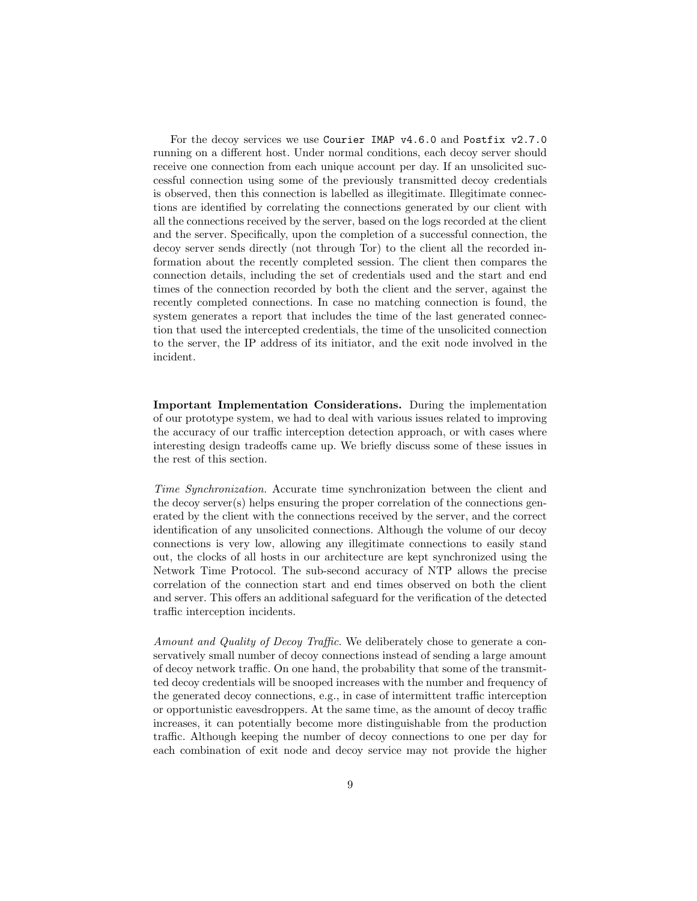For the decoy services we use `Courier IMAP v4.6.0` and `Postfix v2.7.0` running on a different host. Under normal conditions, each decoy server should receive one connection from each unique account per day. If an unsolicited successful connection using some of the previously transmitted decoy credentials is observed, then this connection is labelled as illegitimate. Illegitimate connections are identified by correlating the connections generated by our client with all the connections received by the server, based on the logs recorded at the client and the server. Specifically, upon the completion of a successful connection, the decoy server sends directly (not through Tor) to the client all the recorded information about the recently completed session. The client then compares the connection details, including the set of credentials used and the start and end times of the connection recorded by both the client and the server, against the recently completed connections. In case no matching connection is found, the system generates a report that includes the time of the last generated connection that used the intercepted credentials, the time of the unsolicited connection to the server, the IP address of its initiator, and the exit node involved in the incident.

**Important Implementation Considerations.** During the implementation of our prototype system, we had to deal with various issues related to improving the accuracy of our traffic interception detection approach, or with cases where interesting design tradeoffs came up. We briefly discuss some of these issues in the rest of this section.

*Time Synchronization.* Accurate time synchronization between the client and the decoy server(s) helps ensuring the proper correlation of the connections generated by the client with the connections received by the server, and the correct identification of any unsolicited connections. Although the volume of our decoy connections is very low, allowing any illegitimate connections to easily stand out, the clocks of all hosts in our architecture are kept synchronized using the Network Time Protocol. The sub-second accuracy of NTP allows the precise correlation of the connection start and end times observed on both the client and server. This offers an additional safeguard for the verification of the detected traffic interception incidents.

*Amount and Quality of Decoy Traffic.* We deliberately chose to generate a conservatively small number of decoy connections instead of sending a large amount of decoy network traffic. On one hand, the probability that some of the transmitted decoy credentials will be snooped increases with the number and frequency of the generated decoy connections, e.g., in case of intermittent traffic interception or opportunistic eavesdroppers. At the same time, as the amount of decoy traffic increases, it can potentially become more distinguishable from the production traffic. Although keeping the number of decoy connections to one per day for each combination of exit node and decoy service may not provide the higher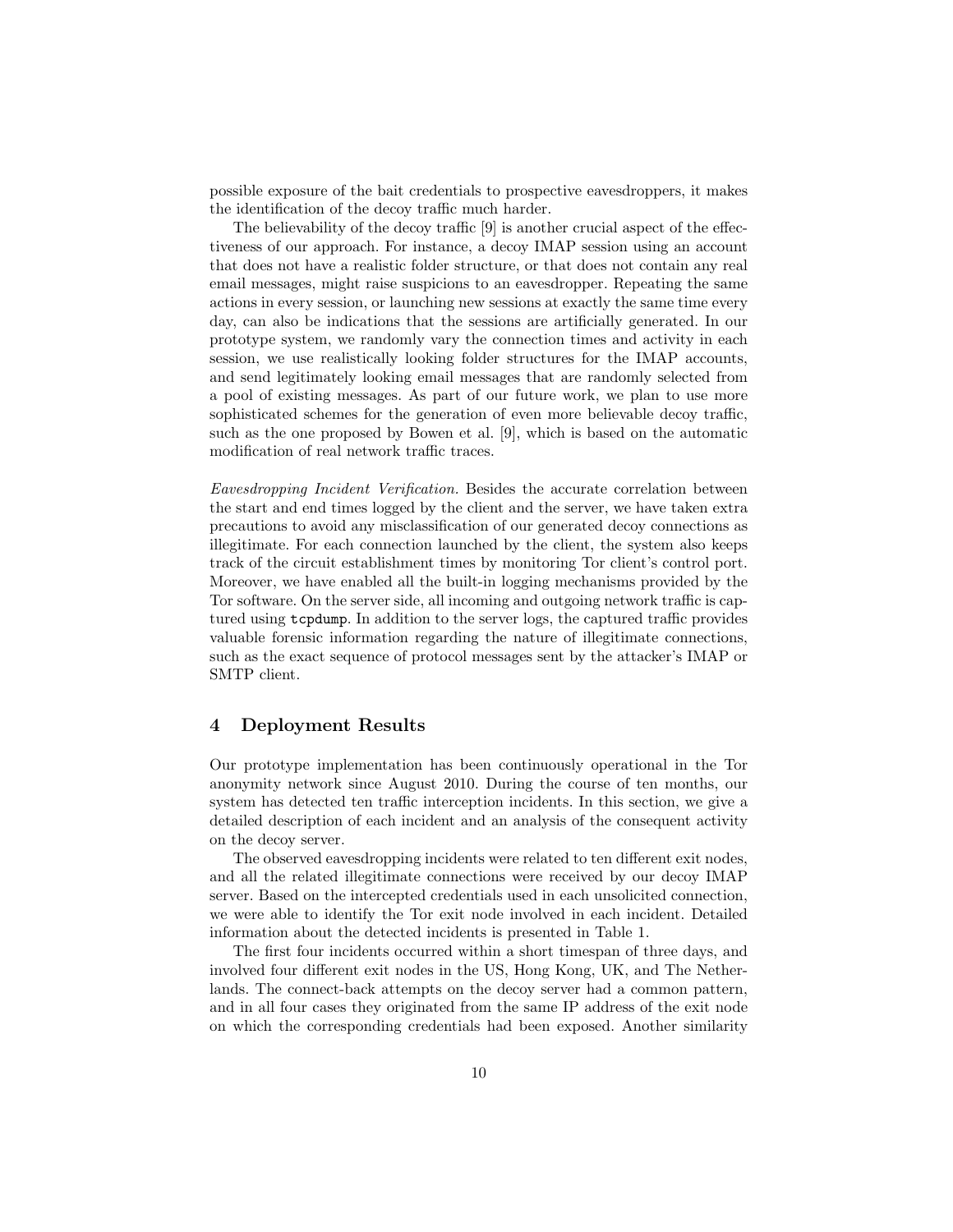possible exposure of the bait credentials to prospective eavesdroppers, it makes the identification of the decoy traffic much harder.

The believability of the decoy traffic [9] is another crucial aspect of the effectiveness of our approach. For instance, a decoy IMAP session using an account that does not have a realistic folder structure, or that does not contain any real email messages, might raise suspicions to an eavesdropper. Repeating the same actions in every session, or launching new sessions at exactly the same time every day, can also be indications that the sessions are artificially generated. In our prototype system, we randomly vary the connection times and activity in each session, we use realistically looking folder structures for the IMAP accounts, and send legitimately looking email messages that are randomly selected from a pool of existing messages. As part of our future work, we plan to use more sophisticated schemes for the generation of even more believable decoy traffic, such as the one proposed by Bowen et al. [9], which is based on the automatic modification of real network traffic traces.

*Eavesdropping Incident Verification.* Besides the accurate correlation between the start and end times logged by the client and the server, we have taken extra precautions to avoid any misclassification of our generated decoy connections as illegitimate. For each connection launched by the client, the system also keeps track of the circuit establishment times by monitoring Tor client's control port. Moreover, we have enabled all the built-in logging mechanisms provided by the Tor software. On the server side, all incoming and outgoing network traffic is captured using `tcpdump`. In addition to the server logs, the captured traffic provides valuable forensic information regarding the nature of illegitimate connections, such as the exact sequence of protocol messages sent by the attacker's IMAP or SMTP client.

## 4 Deployment Results

Our prototype implementation has been continuously operational in the Tor anonymity network since August 2010. During the course of ten months, our system has detected ten traffic interception incidents. In this section, we give a detailed description of each incident and an analysis of the consequent activity on the decoy server.

The observed eavesdropping incidents were related to ten different exit nodes, and all the related illegitimate connections were received by our decoy IMAP server. Based on the intercepted credentials used in each unsolicited connection, we were able to identify the Tor exit node involved in each incident. Detailed information about the detected incidents is presented in Table 1.

The first four incidents occurred within a short timespan of three days, and involved four different exit nodes in the US, Hong Kong, UK, and The Netherlands. The connect-back attempts on the decoy server had a common pattern, and in all four cases they originated from the same IP address of the exit node on which the corresponding credentials had been exposed. Another similarity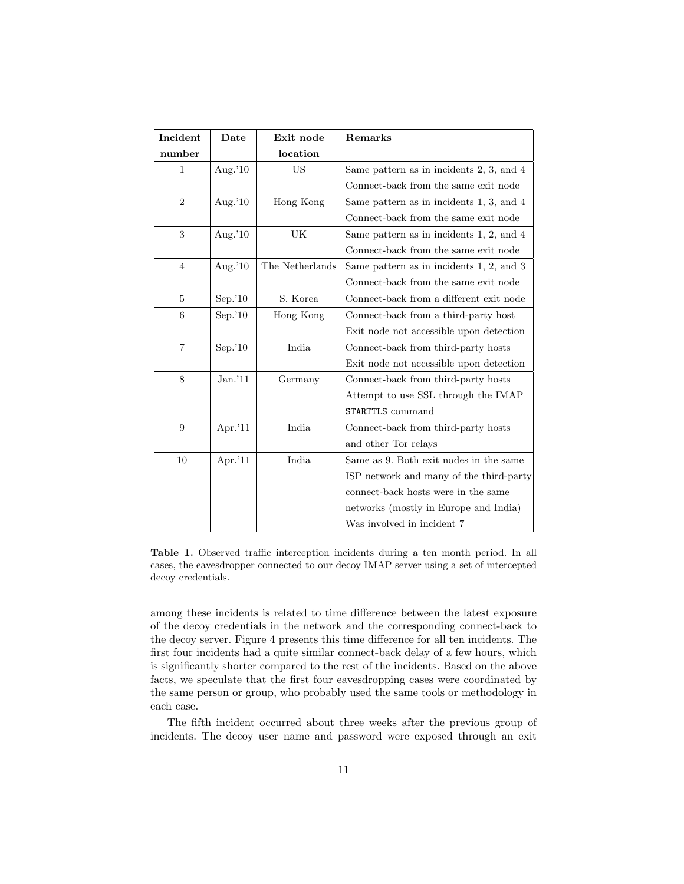| **Incident number** | **Date** | **Exit node location** | **Remarks** |
| --- | --- | --- | --- |
| 1 | Aug.'10 | US | Same pattern as in incidents 2, 3, and 4 Connect-back from the same exit node |
| 2 | Aug.'10 | Hong Kong | Same pattern as in incidents 1, 3, and 4 Connect-back from the same exit node |
| 3 | Aug.'10 | UK | Same pattern as in incidents 1, 2, and 4 Connect-back from the same exit node |
| 4 | Aug.'10 | The Netherlands | Same pattern as in incidents 1, 2, and 3 Connect-back from the same exit node |
| 5 | Sep.'10 | S. Korea | Connect-back from a different exit node |
| 6 | Sep.'10 | Hong Kong | Connect-back from a third-party host Exit node not accessible upon detection |
| 7 | Sep.'10 | India | Connect-back from third-party hosts Exit node not accessible upon detection |
| 8 | Jan.'11 | Germany | Connect-back from third-party hosts Attempt to use SSL through the IMAP `STARTTLS` command |
| 9 | Apr.'11 | India | Connect-back from third-party hosts and other Tor relays |
| 10 | Apr.'11 | India | Same as 9. Both exit nodes in the same ISP network and many of the third-party connect-back hosts were in the same networks (mostly in Europe and India) Was involved in incident 7 |

**Table 1.** Observed traffic interception incidents during a ten month period. In all cases, the eavesdropper connected to our decoy IMAP server using a set of intercepted decoy credentials.

among these incidents is related to time difference between the latest exposure of the decoy credentials in the network and the corresponding connect-back to the decoy server. Figure 4 presents this time difference for all ten incidents. The first four incidents had a quite similar connect-back delay of a few hours, which is significantly shorter compared to the rest of the incidents. Based on the above facts, we speculate that the first four eavesdropping cases were coordinated by the same person or group, who probably used the same tools or methodology in each case.

The fifth incident occurred about three weeks after the previous group of incidents. The decoy user name and password were exposed through an exit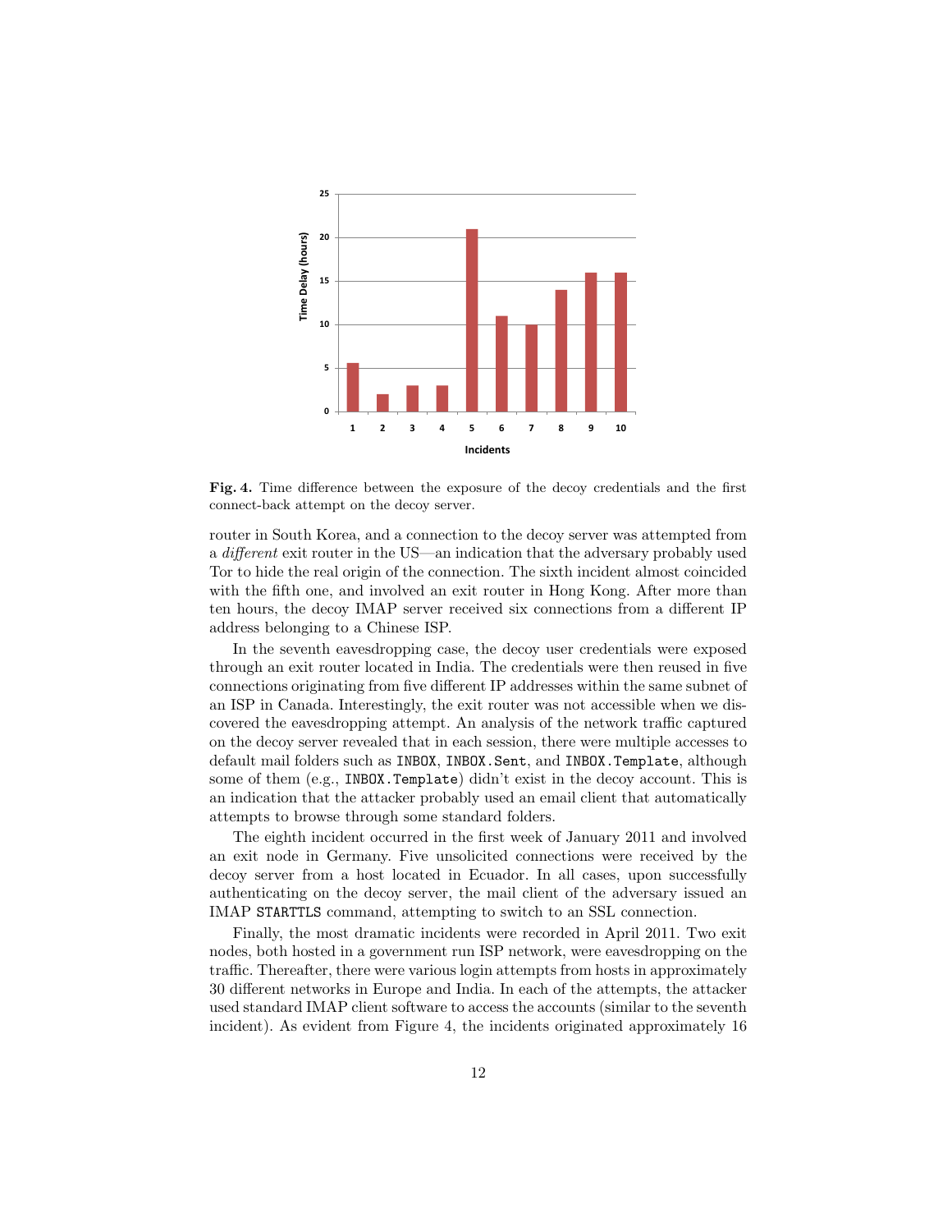**Fig. 4.** Time difference between the exposure of the decoy credentials and the first connect-back attempt on the decoy server.

router in South Korea, and a connection to the decoy server was attempted from a *different* exit router in the US—an indication that the adversary probably used Tor to hide the real origin of the connection. The sixth incident almost coincided with the fifth one, and involved an exit router in Hong Kong. After more than ten hours, the decoy IMAP server received six connections from a different IP address belonging to a Chinese ISP.

In the seventh eavesdropping case, the decoy user credentials were exposed through an exit router located in India. The credentials were then reused in five connections originating from five different IP addresses within the same subnet of an ISP in Canada. Interestingly, the exit router was not accessible when we discovered the eavesdropping attempt. An analysis of the network traffic captured on the decoy server revealed that in each session, there were multiple accesses to default mail folders such as `INBOX`, `INBOX.Sent`, and `INBOX.Template`, although some of them (e.g., `INBOX.Template`) didn't exist in the decoy account. This is an indication that the attacker probably used an email client that automatically attempts to browse through some standard folders.

The eighth incident occurred in the first week of January 2011 and involved an exit node in Germany. Five unsolicited connections were received by the decoy server from a host located in Ecuador. In all cases, upon successfully authenticating on the decoy server, the mail client of the adversary issued an IMAP `STARTTLS` command, attempting to switch to an SSL connection.

Finally, the most dramatic incidents were recorded in April 2011. Two exit nodes, both hosted in a government run ISP network, were eavesdropping on the traffic. Thereafter, there were various login attempts from hosts in approximately 30 different networks in Europe and India. In each of the attempts, the attacker used standard IMAP client software to access the accounts (similar to the seventh incident). As evident from Figure 4, the incidents originated approximately 16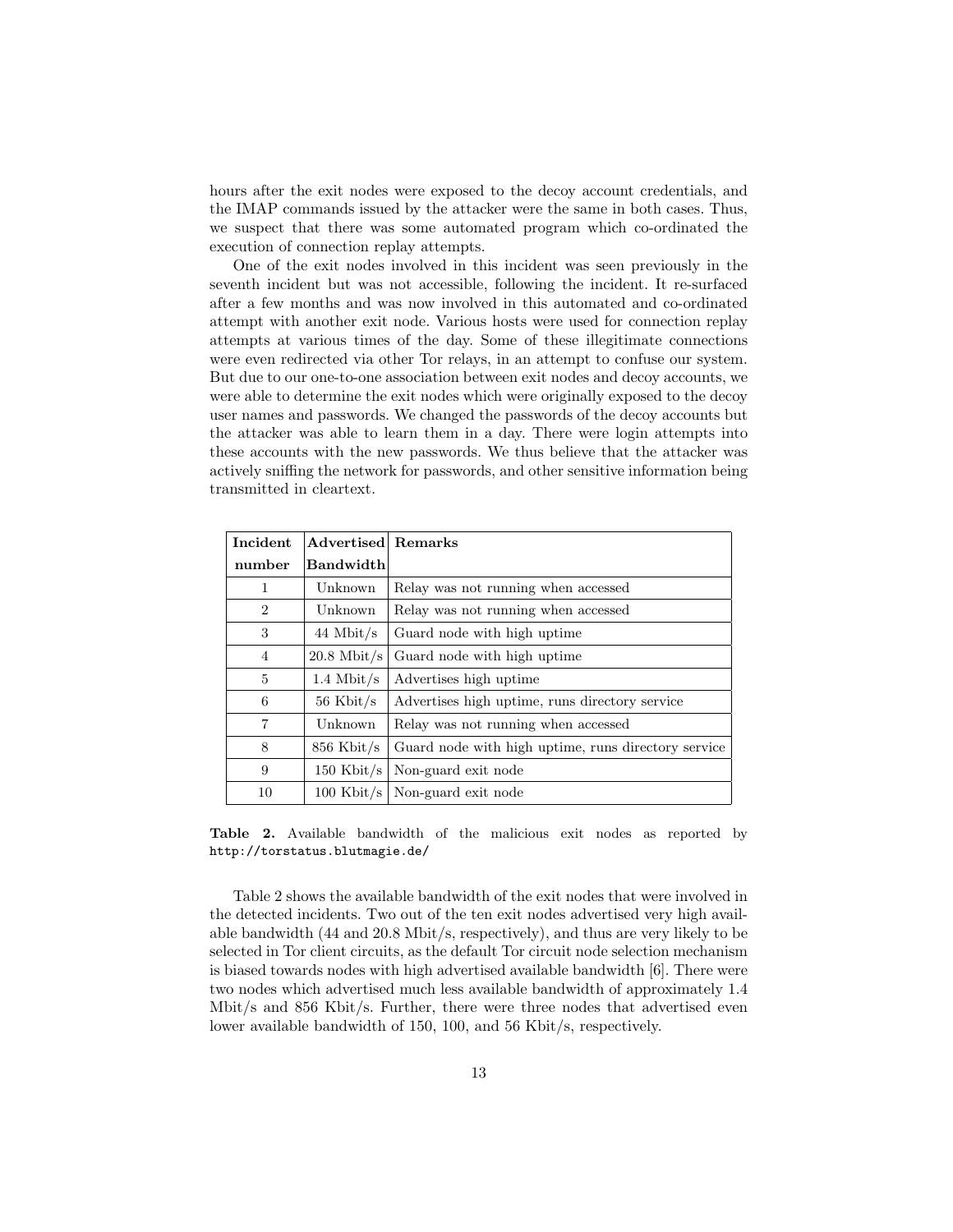hours after the exit nodes were exposed to the decoy account credentials, and the IMAP commands issued by the attacker were the same in both cases. Thus, we suspect that there was some automated program which co-ordinated the execution of connection replay attempts.

One of the exit nodes involved in this incident was seen previously in the seventh incident but was not accessible, following the incident. It re-surfaced after a few months and was now involved in this automated and co-ordinated attempt with another exit node. Various hosts were used for connection replay attempts at various times of the day. Some of these illegitimate connections were even redirected via other Tor relays, in an attempt to confuse our system. But due to our one-to-one association between exit nodes and decoy accounts, we were able to determine the exit nodes which were originally exposed to the decoy user names and passwords. We changed the passwords of the decoy accounts but the attacker was able to learn them in a day. There were login attempts into these accounts with the new passwords. We thus believe that the attacker was actively sniffing the network for passwords, and other sensitive information being transmitted in cleartext.

| Incident number | Advertised Bandwidth | Remarks |
|---|---|---|
| 1 | Unknown | Relay was not running when accessed |
| 2 | Unknown | Relay was not running when accessed |
| 3 | 44 Mbit/s | Guard node with high uptime |
| 4 | 20.8 Mbit/s | Guard node with high uptime |
| 5 | 1.4 Mbit/s | Advertises high uptime |
| 6 | 56 Kbit/s | Advertises high uptime, runs directory service |
| 7 | Unknown | Relay was not running when accessed |
| 8 | 856 Kbit/s | Guard node with high uptime, runs directory service |
| 9 | 150 Kbit/s | Non-guard exit node |
| 10 | 100 Kbit/s | Non-guard exit node |

**Table 2.** Available bandwidth of the malicious exit nodes as reported by `http://torstatus.blutmagie.de/`

Table 2 shows the available bandwidth of the exit nodes that were involved in the detected incidents. Two out of the ten exit nodes advertised very high available bandwidth (44 and 20.8 Mbit/s, respectively), and thus are very likely to be selected in Tor client circuits, as the default Tor circuit node selection mechanism is biased towards nodes with high advertised available bandwidth [6]. There were two nodes which advertised much less available bandwidth of approximately 1.4 Mbit/s and 856 Kbit/s. Further, there were three nodes that advertised even lower available bandwidth of 150, 100, and 56 Kbit/s, respectively.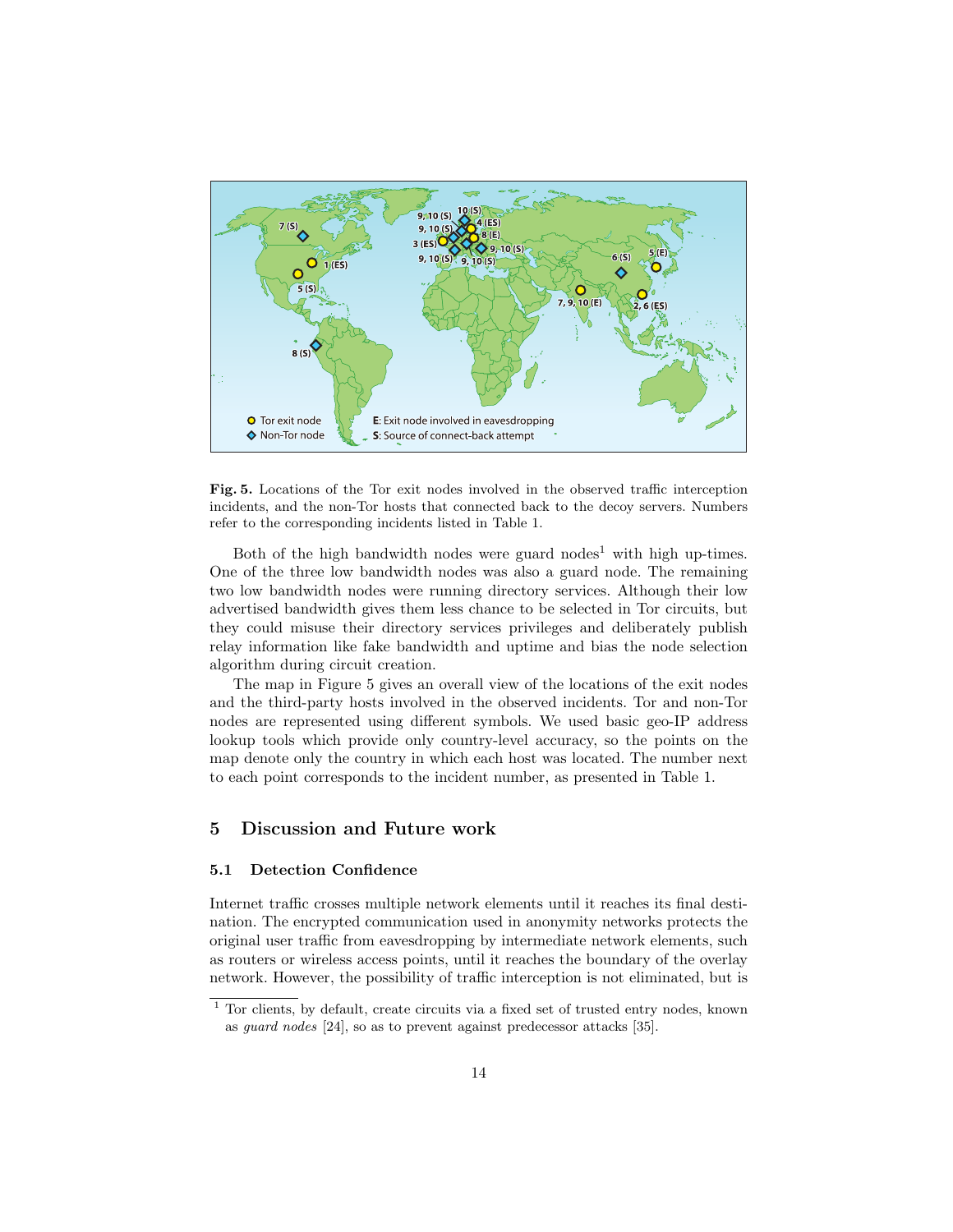**Fig. 5.** Locations of the Tor exit nodes involved in the observed traffic interception incidents, and the non-Tor hosts that connected back to the decoy servers. Numbers refer to the corresponding incidents listed in Table 1.

Both of the high bandwidth nodes were guard nodes[1] with high up-times. One of the three low bandwidth nodes was also a guard node. The remaining two low bandwidth nodes were running directory services. Although their low advertised bandwidth gives them less chance to be selected in Tor circuits, but they could misuse their directory services privileges and deliberately publish relay information like fake bandwidth and uptime and bias the node selection algorithm during circuit creation.

The map in Figure 5 gives an overall view of the locations of the exit nodes and the third-party hosts involved in the observed incidents. Tor and non-Tor nodes are represented using different symbols. We used basic geo-IP address lookup tools which provide only country-level accuracy, so the points on the map denote only the country in which each host was located. The number next to each point corresponds to the incident number, as presented in Table 1.

## 5 Discussion and Future work

### 5.1 Detection Confidence

Internet traffic crosses multiple network elements until it reaches its final destination. The encrypted communication used in anonymity networks protects the original user traffic from eavesdropping by intermediate network elements, such as routers or wireless access points, until it reaches the boundary of the overlay network. However, the possibility of traffic interception is not eliminated, but is

[1] Tor clients, by default, create circuits via a fixed set of trusted entry nodes, known as *guard nodes* [24], so as to prevent against predecessor attacks [35].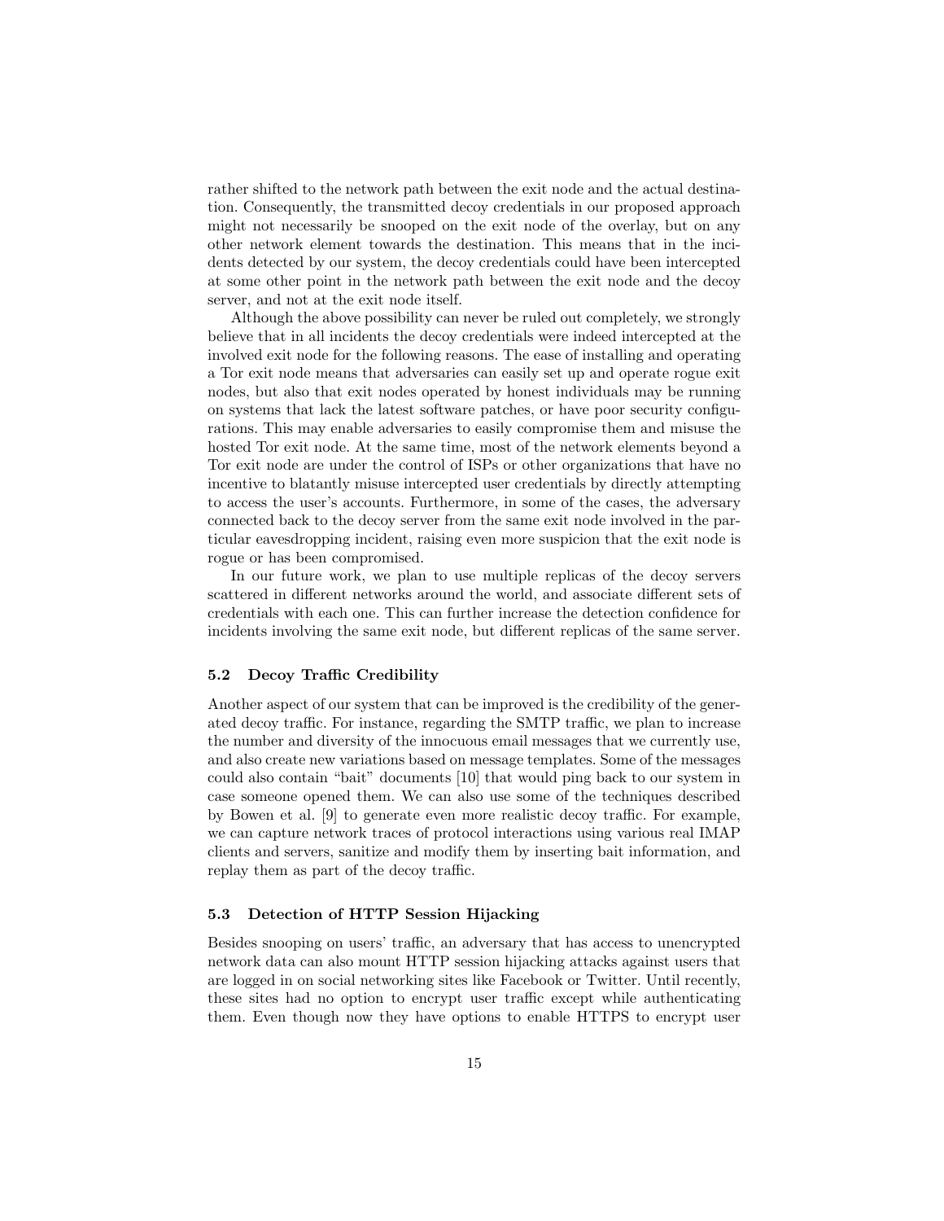rather shifted to the network path between the exit node and the actual destination. Consequently, the transmitted decoy credentials in our proposed approach might not necessarily be snooped on the exit node of the overlay, but on any other network element towards the destination. This means that in the incidents detected by our system, the decoy credentials could have been intercepted at some other point in the network path between the exit node and the decoy server, and not at the exit node itself.

Although the above possibility can never be ruled out completely, we strongly believe that in all incidents the decoy credentials were indeed intercepted at the involved exit node for the following reasons. The ease of installing and operating a Tor exit node means that adversaries can easily set up and operate rogue exit nodes, but also that exit nodes operated by honest individuals may be running on systems that lack the latest software patches, or have poor security configurations. This may enable adversaries to easily compromise them and misuse the hosted Tor exit node. At the same time, most of the network elements beyond a Tor exit node are under the control of ISPs or other organizations that have no incentive to blatantly misuse intercepted user credentials by directly attempting to access the user's accounts. Furthermore, in some of the cases, the adversary connected back to the decoy server from the same exit node involved in the particular eavesdropping incident, raising even more suspicion that the exit node is rogue or has been compromised.

In our future work, we plan to use multiple replicas of the decoy servers scattered in different networks around the world, and associate different sets of credentials with each one. This can further increase the detection confidence for incidents involving the same exit node, but different replicas of the same server.

### 5.2 Decoy Traffic Credibility

Another aspect of our system that can be improved is the credibility of the generated decoy traffic. For instance, regarding the SMTP traffic, we plan to increase the number and diversity of the innocuous email messages that we currently use, and also create new variations based on message templates. Some of the messages could also contain "bait" documents [10] that would ping back to our system in case someone opened them. We can also use some of the techniques described by Bowen et al. [9] to generate even more realistic decoy traffic. For example, we can capture network traces of protocol interactions using various real IMAP clients and servers, sanitize and modify them by inserting bait information, and replay them as part of the decoy traffic.

### 5.3 Detection of HTTP Session Hijacking

Besides snooping on users' traffic, an adversary that has access to unencrypted network data can also mount HTTP session hijacking attacks against users that are logged in on social networking sites like Facebook or Twitter. Until recently, these sites had no option to encrypt user traffic except while authenticating them. Even though now they have options to enable HTTPS to encrypt user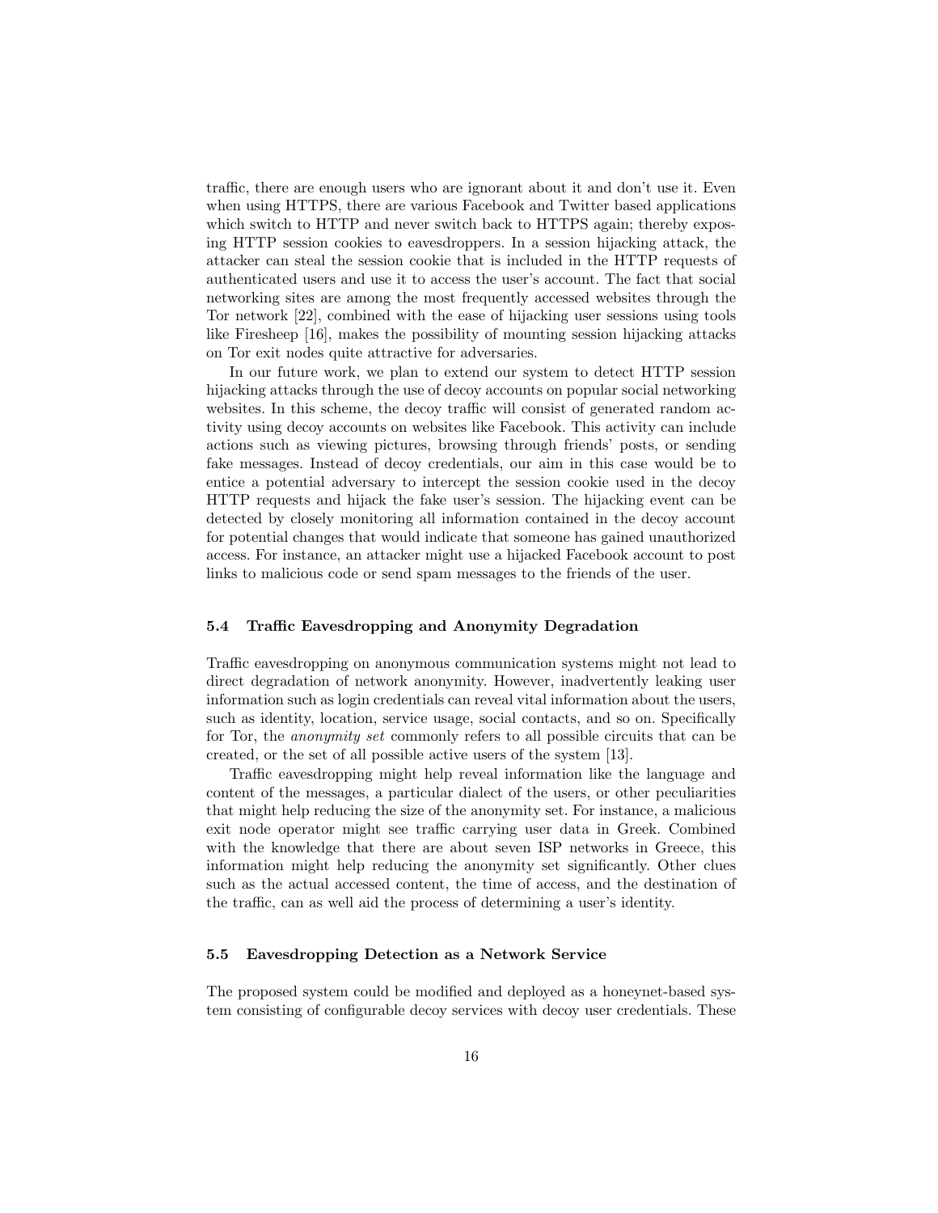traffic, there are enough users who are ignorant about it and don't use it. Even when using HTTPS, there are various Facebook and Twitter based applications which switch to HTTP and never switch back to HTTPS again; thereby exposing HTTP session cookies to eavesdroppers. In a session hijacking attack, the attacker can steal the session cookie that is included in the HTTP requests of authenticated users and use it to access the user's account. The fact that social networking sites are among the most frequently accessed websites through the Tor network [22], combined with the ease of hijacking user sessions using tools like Firesheep [16], makes the possibility of mounting session hijacking attacks on Tor exit nodes quite attractive for adversaries.

In our future work, we plan to extend our system to detect HTTP session hijacking attacks through the use of decoy accounts on popular social networking websites. In this scheme, the decoy traffic will consist of generated random activity using decoy accounts on websites like Facebook. This activity can include actions such as viewing pictures, browsing through friends' posts, or sending fake messages. Instead of decoy credentials, our aim in this case would be to entice a potential adversary to intercept the session cookie used in the decoy HTTP requests and hijack the fake user's session. The hijacking event can be detected by closely monitoring all information contained in the decoy account for potential changes that would indicate that someone has gained unauthorized access. For instance, an attacker might use a hijacked Facebook account to post links to malicious code or send spam messages to the friends of the user.

### 5.4 Traffic Eavesdropping and Anonymity Degradation

Traffic eavesdropping on anonymous communication systems might not lead to direct degradation of network anonymity. However, inadvertently leaking user information such as login credentials can reveal vital information about the users, such as identity, location, service usage, social contacts, and so on. Specifically for Tor, the *anonymity set* commonly refers to all possible circuits that can be created, or the set of all possible active users of the system [13].

Traffic eavesdropping might help reveal information like the language and content of the messages, a particular dialect of the users, or other peculiarities that might help reducing the size of the anonymity set. For instance, a malicious exit node operator might see traffic carrying user data in Greek. Combined with the knowledge that there are about seven ISP networks in Greece, this information might help reducing the anonymity set significantly. Other clues such as the actual accessed content, the time of access, and the destination of the traffic, can as well aid the process of determining a user's identity.

### 5.5 Eavesdropping Detection as a Network Service

The proposed system could be modified and deployed as a honeynet-based system consisting of configurable decoy services with decoy user credentials. These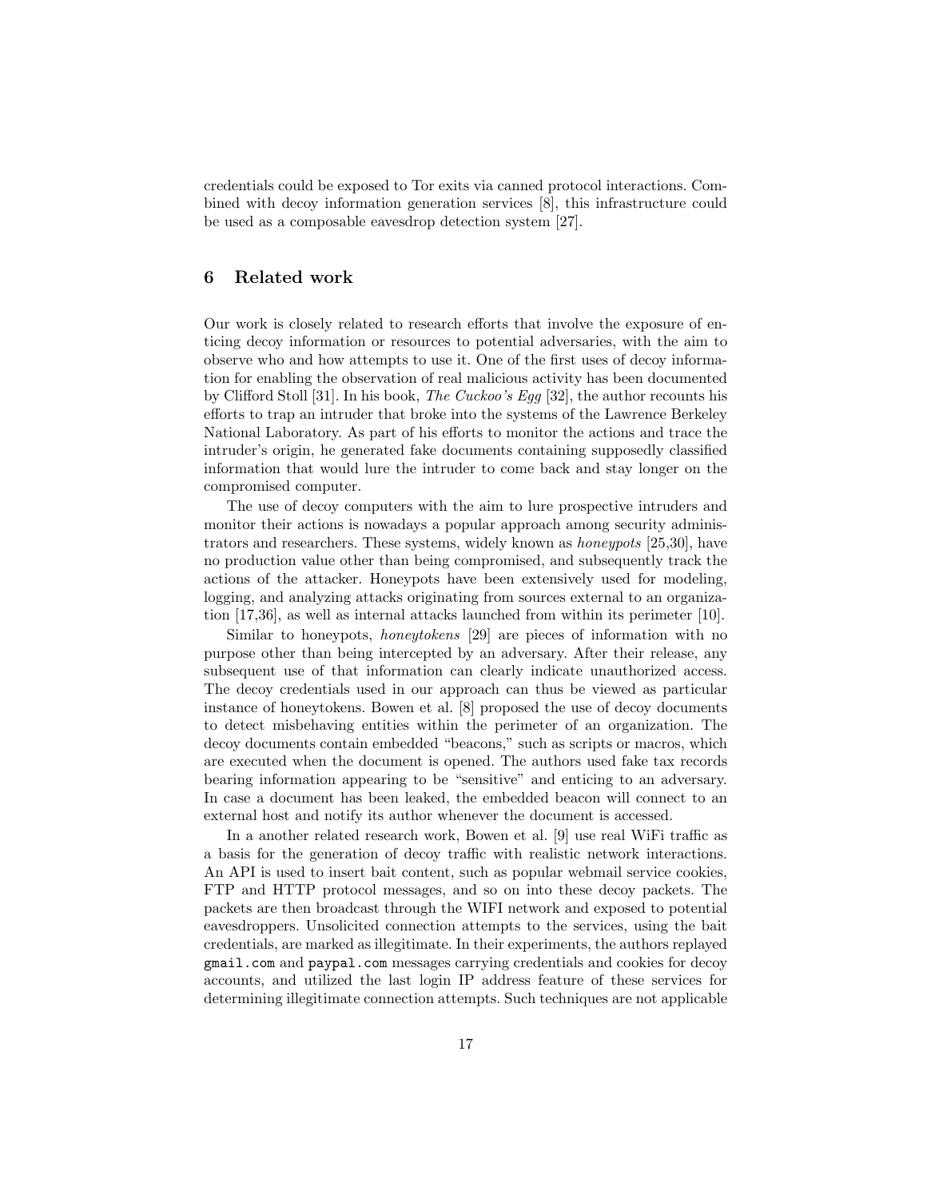credentials could be exposed to Tor exits via canned protocol interactions. Combined with decoy information generation services [8], this infrastructure could be used as a composable eavesdrop detection system [27].

## 6 Related work

Our work is closely related to research efforts that involve the exposure of enticing decoy information or resources to potential adversaries, with the aim to observe who and how attempts to use it. One of the first uses of decoy information for enabling the observation of real malicious activity has been documented by Clifford Stoll [31]. In his book, *The Cuckoo's Egg* [32], the author recounts his efforts to trap an intruder that broke into the systems of the Lawrence Berkeley National Laboratory. As part of his efforts to monitor the actions and trace the intruder's origin, he generated fake documents containing supposedly classified information that would lure the intruder to come back and stay longer on the compromised computer.

The use of decoy computers with the aim to lure prospective intruders and monitor their actions is nowadays a popular approach among security administrators and researchers. These systems, widely known as *honeypots* [25,30], have no production value other than being compromised, and subsequently track the actions of the attacker. Honeypots have been extensively used for modeling, logging, and analyzing attacks originating from sources external to an organization [17,36], as well as internal attacks launched from within its perimeter [10].

Similar to honeypots, *honeytokens* [29] are pieces of information with no purpose other than being intercepted by an adversary. After their release, any subsequent use of that information can clearly indicate unauthorized access. The decoy credentials used in our approach can thus be viewed as particular instance of honeytokens. Bowen et al. [8] proposed the use of decoy documents to detect misbehaving entities within the perimeter of an organization. The decoy documents contain embedded "beacons," such as scripts or macros, which are executed when the document is opened. The authors used fake tax records bearing information appearing to be "sensitive" and enticing to an adversary. In case a document has been leaked, the embedded beacon will connect to an external host and notify its author whenever the document is accessed.

In a another related research work, Bowen et al. [9] use real WiFi traffic as a basis for the generation of decoy traffic with realistic network interactions. An API is used to insert bait content, such as popular webmail service cookies, FTP and HTTP protocol messages, and so on into these decoy packets. The packets are then broadcast through the WIFI network and exposed to potential eavesdroppers. Unsolicited connection attempts to the services, using the bait credentials, are marked as illegitimate. In their experiments, the authors replayed `gmail.com` and `paypal.com` messages carrying credentials and cookies for decoy accounts, and utilized the last login IP address feature of these services for determining illegitimate connection attempts. Such techniques are not applicable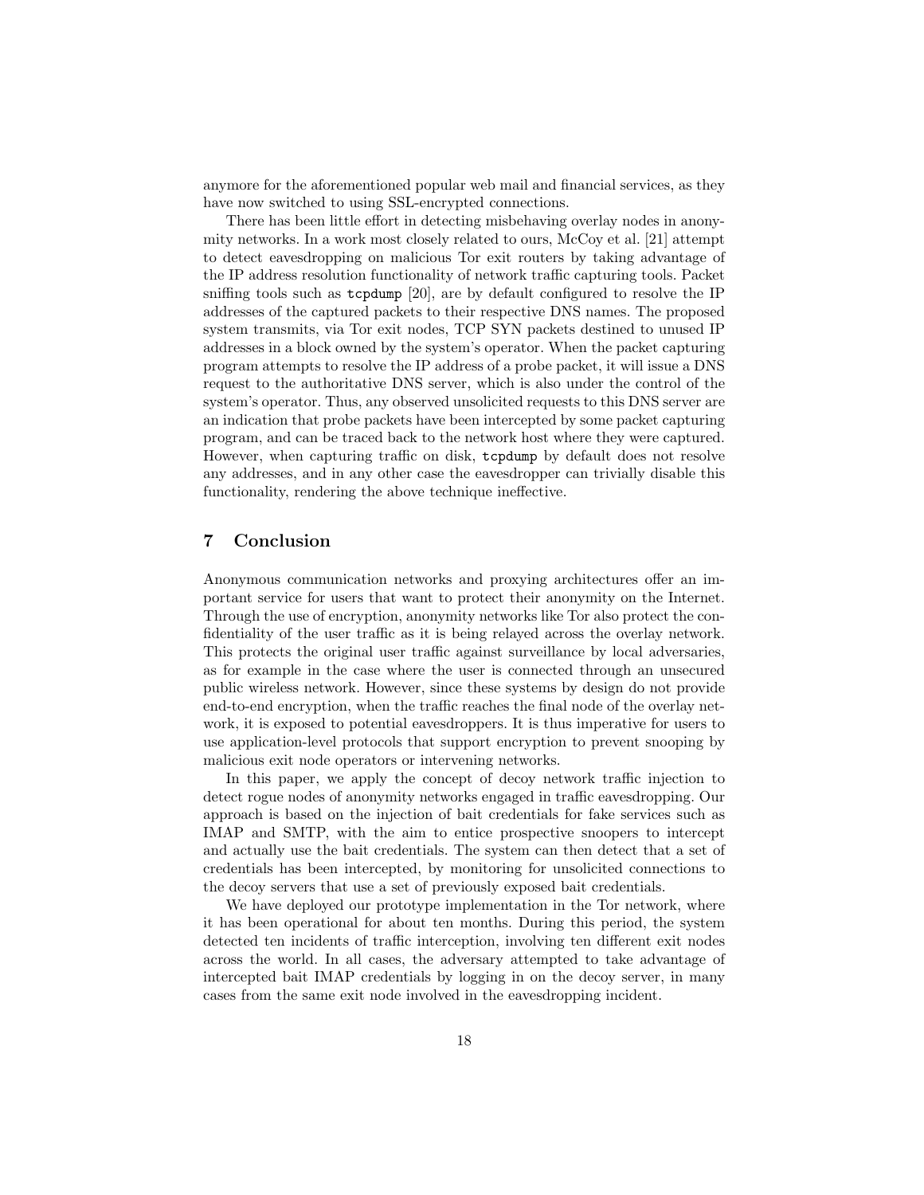anymore for the aforementioned popular web mail and financial services, as they have now switched to using SSL-encrypted connections.

There has been little effort in detecting misbehaving overlay nodes in anonymity networks. In a work most closely related to ours, McCoy et al. [21] attempt to detect eavesdropping on malicious Tor exit routers by taking advantage of the IP address resolution functionality of network traffic capturing tools. Packet sniffing tools such as `tcpdump` [20], are by default configured to resolve the IP addresses of the captured packets to their respective DNS names. The proposed system transmits, via Tor exit nodes, TCP SYN packets destined to unused IP addresses in a block owned by the system's operator. When the packet capturing program attempts to resolve the IP address of a probe packet, it will issue a DNS request to the authoritative DNS server, which is also under the control of the system's operator. Thus, any observed unsolicited requests to this DNS server are an indication that probe packets have been intercepted by some packet capturing program, and can be traced back to the network host where they were captured. However, when capturing traffic on disk, `tcpdump` by default does not resolve any addresses, and in any other case the eavesdropper can trivially disable this functionality, rendering the above technique ineffective.

## 7 Conclusion

Anonymous communication networks and proxying architectures offer an important service for users that want to protect their anonymity on the Internet. Through the use of encryption, anonymity networks like Tor also protect the confidentiality of the user traffic as it is being relayed across the overlay network. This protects the original user traffic against surveillance by local adversaries, as for example in the case where the user is connected through an unsecured public wireless network. However, since these systems by design do not provide end-to-end encryption, when the traffic reaches the final node of the overlay network, it is exposed to potential eavesdroppers. It is thus imperative for users to use application-level protocols that support encryption to prevent snooping by malicious exit node operators or intervening networks.

In this paper, we apply the concept of decoy network traffic injection to detect rogue nodes of anonymity networks engaged in traffic eavesdropping. Our approach is based on the injection of bait credentials for fake services such as IMAP and SMTP, with the aim to entice prospective snoopers to intercept and actually use the bait credentials. The system can then detect that a set of credentials has been intercepted, by monitoring for unsolicited connections to the decoy servers that use a set of previously exposed bait credentials.

We have deployed our prototype implementation in the Tor network, where it has been operational for about ten months. During this period, the system detected ten incidents of traffic interception, involving ten different exit nodes across the world. In all cases, the adversary attempted to take advantage of intercepted bait IMAP credentials by logging in on the decoy server, in many cases from the same exit node involved in the eavesdropping incident.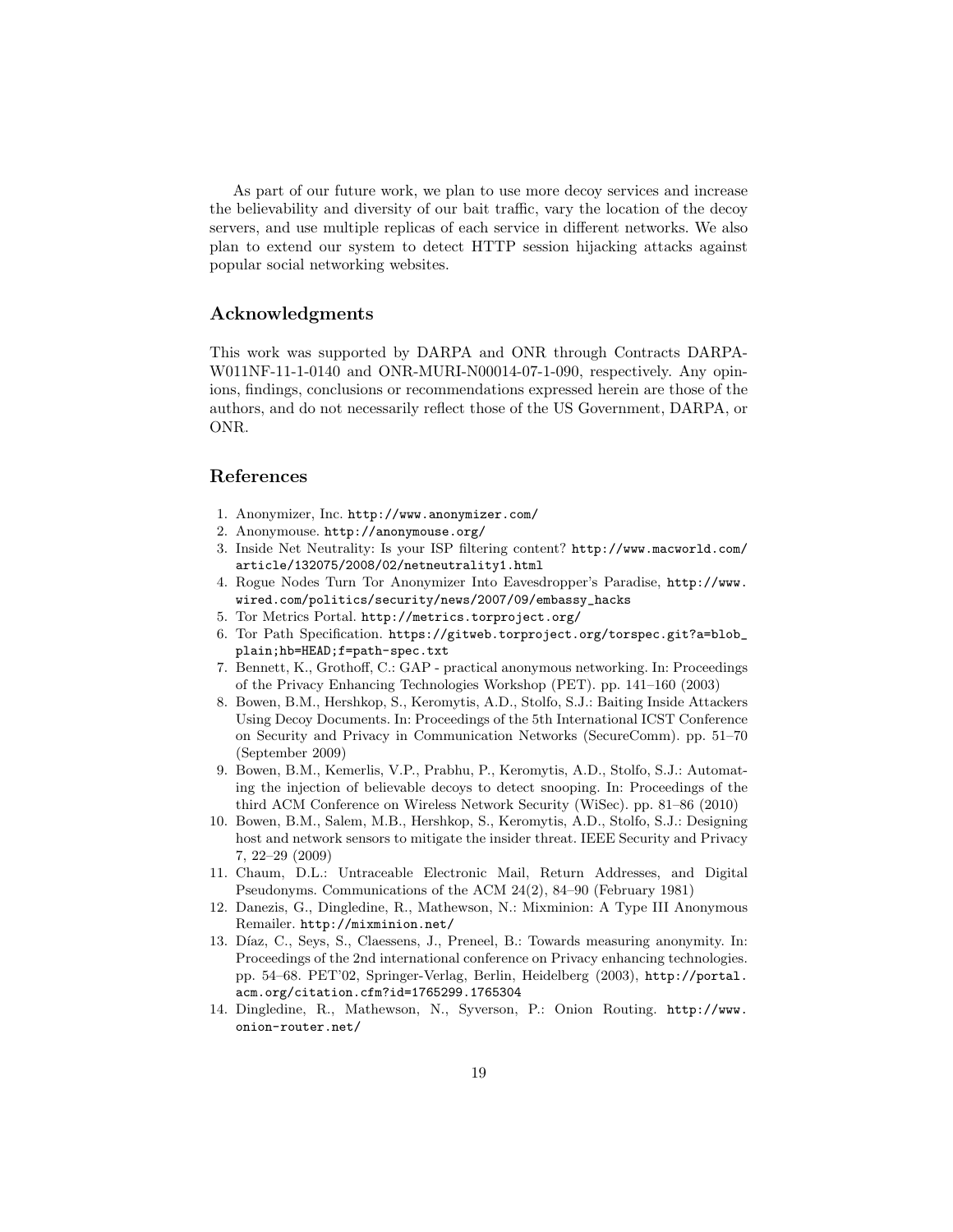As part of our future work, we plan to use more decoy services and increase the believability and diversity of our bait traffic, vary the location of the decoy servers, and use multiple replicas of each service in different networks. We also plan to extend our system to detect HTTP session hijacking attacks against popular social networking websites.

## Acknowledgments

This work was supported by DARPA and ONR through Contracts DARPA-W011NF-11-1-0140 and ONR-MURI-N00014-07-1-090, respectively. Any opinions, findings, conclusions or recommendations expressed herein are those of the authors, and do not necessarily reflect those of the US Government, DARPA, or ONR.

## References

1. Anonymizer, Inc. http://www.anonymizer.com/
2. Anonymouse. http://anonymouse.org/
3. Inside Net Neutrality: Is your ISP filtering content? http://www.macworld.com/article/132075/2008/02/netneutrality1.html
4. Rogue Nodes Turn Tor Anonymizer Into Eavesdropper's Paradise, http://www.wired.com/politics/security/news/2007/09/embassy_hacks
5. Tor Metrics Portal. http://metrics.torproject.org/
6. Tor Path Specification. https://gitweb.torproject.org/torspec.git?a=blob_plain;hb=HEAD;f=path-spec.txt
7. Bennett, K., Grothoff, C.: GAP - practical anonymous networking. In: Proceedings of the Privacy Enhancing Technologies Workshop (PET). pp. 141–160 (2003)
8. Bowen, B.M., Hershkop, S., Keromytis, A.D., Stolfo, S.J.: Baiting Inside Attackers Using Decoy Documents. In: Proceedings of the 5th International ICST Conference on Security and Privacy in Communication Networks (SecureComm). pp. 51–70 (September 2009)
9. Bowen, B.M., Kemerlis, V.P., Prabhu, P., Keromytis, A.D., Stolfo, S.J.: Automating the injection of believable decoys to detect snooping. In: Proceedings of the third ACM Conference on Wireless Network Security (WiSec). pp. 81–86 (2010)
10. Bowen, B.M., Salem, M.B., Hershkop, S., Keromytis, A.D., Stolfo, S.J.: Designing host and network sensors to mitigate the insider threat. IEEE Security and Privacy 7, 22–29 (2009)
11. Chaum, D.L.: Untraceable Electronic Mail, Return Addresses, and Digital Pseudonyms. Communications of the ACM 24(2), 84–90 (February 1981)
12. Danezis, G., Dingledine, R., Mathewson, N.: Mixminion: A Type III Anonymous Remailer. http://mixminion.net/
13. Díaz, C., Seys, S., Claessens, J., Preneel, B.: Towards measuring anonymity. In: Proceedings of the 2nd international conference on Privacy enhancing technologies. pp. 54–68. PET'02, Springer-Verlag, Berlin, Heidelberg (2003), http://portal.acm.org/citation.cfm?id=1765299.1765304
14. Dingledine, R., Mathewson, N., Syverson, P.: Onion Routing. http://www.onion-router.net/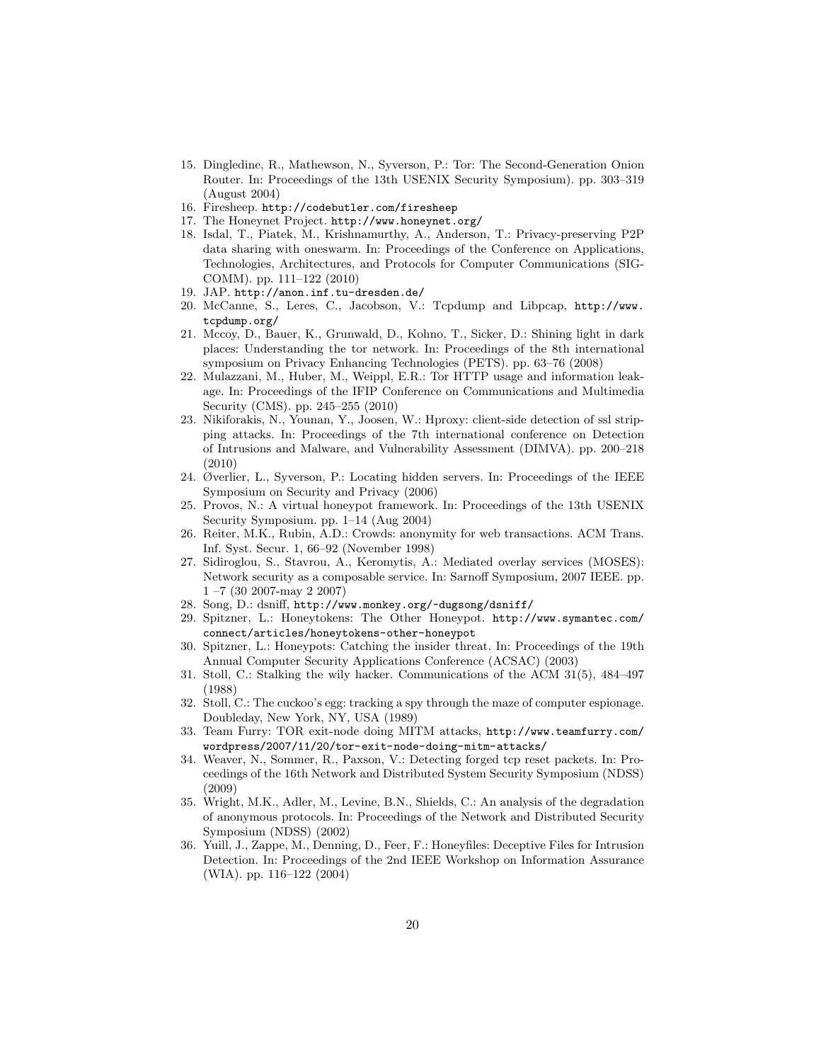15. Dingledine, R., Mathewson, N., Syverson, P.: Tor: The Second-Generation Onion Router. In: Proceedings of the 13th USENIX Security Symposium). pp. 303–319 (August 2004)
16. Firesheep. http://codebutler.com/firesheep
17. The Honeynet Project. http://www.honeynet.org/
18. Isdal, T., Piatek, M., Krishnamurthy, A., Anderson, T.: Privacy-preserving P2P data sharing with oneswarm. In: Proceedings of the Conference on Applications, Technologies, Architectures, and Protocols for Computer Communications (SIGCOMM). pp. 111–122 (2010)
19. JAP. http://anon.inf.tu-dresden.de/
20. McCanne, S., Leres, C., Jacobson, V.: Tcpdump and Libpcap, http://www.tcpdump.org/
21. Mccoy, D., Bauer, K., Grunwald, D., Kohno, T., Sicker, D.: Shining light in dark places: Understanding the tor network. In: Proceedings of the 8th international symposium on Privacy Enhancing Technologies (PETS). pp. 63–76 (2008)
22. Mulazzani, M., Huber, M., Weippl, E.R.: Tor HTTP usage and information leakage. In: Proceedings of the IFIP Conference on Communications and Multimedia Security (CMS). pp. 245–255 (2010)
23. Nikiforakis, N., Younan, Y., Joosen, W.: Hproxy: client-side detection of ssl stripping attacks. In: Proceedings of the 7th international conference on Detection of Intrusions and Malware, and Vulnerability Assessment (DIMVA). pp. 200–218 (2010)
24. Øverlier, L., Syverson, P.: Locating hidden servers. In: Proceedings of the IEEE Symposium on Security and Privacy (2006)
25. Provos, N.: A virtual honeypot framework. In: Proceedings of the 13th USENIX Security Symposium. pp. 1–14 (Aug 2004)
26. Reiter, M.K., Rubin, A.D.: Crowds: anonymity for web transactions. ACM Trans. Inf. Syst. Secur. 1, 66–92 (November 1998)
27. Sidiroglou, S., Stavrou, A., Keromytis, A.: Mediated overlay services (MOSES): Network security as a composable service. In: Sarnoff Symposium, 2007 IEEE. pp. 1 –7 (30 2007-may 2 2007)
28. Song, D.: dsniff, http://www.monkey.org/~dugsong/dsniff/
29. Spitzner, L.: Honeytokens: The Other Honeypot. http://www.symantec.com/connect/articles/honeytokens-other-honeypot
30. Spitzner, L.: Honeypots: Catching the insider threat. In: Proceedings of the 19th Annual Computer Security Applications Conference (ACSAC) (2003)
31. Stoll, C.: Stalking the wily hacker. Communications of the ACM 31(5), 484–497 (1988)
32. Stoll, C.: The cuckoo's egg: tracking a spy through the maze of computer espionage. Doubleday, New York, NY, USA (1989)
33. Team Furry: TOR exit-node doing MITM attacks, http://www.teamfurry.com/wordpress/2007/11/20/tor-exit-node-doing-mitm-attacks/
34. Weaver, N., Sommer, R., Paxson, V.: Detecting forged tcp reset packets. In: Proceedings of the 16th Network and Distributed System Security Symposium (NDSS) (2009)
35. Wright, M.K., Adler, M., Levine, B.N., Shields, C.: An analysis of the degradation of anonymous protocols. In: Proceedings of the Network and Distributed Security Symposium (NDSS) (2002)
36. Yuill, J., Zappe, M., Denning, D., Feer, F.: Honeyfiles: Deceptive Files for Intrusion Detection. In: Proceedings of the 2nd IEEE Workshop on Information Assurance (WIA). pp. 116–122 (2004)